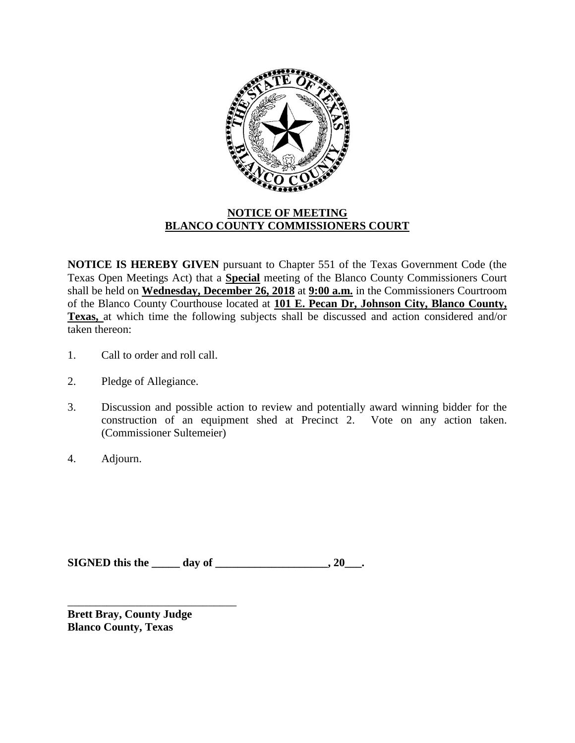**NOTICE OF MEETING**
**BLANCO COUNTY COMMISSIONERS COURT**

**NOTICE IS HEREBY GIVEN** pursuant to Chapter 551 of the Texas Government Code (the Texas Open Meetings Act) that a **Special** meeting of the Blanco County Commissioners Court shall be held on **Wednesday, December 26, 2018** at **9:00 a.m.** in the Commissioners Courtroom of the Blanco County Courthouse located at **101 E. Pecan Dr, Johnson City, Blanco County, Texas,** at which time the following subjects shall be discussed and action considered and/or taken thereon:

1. Call to order and roll call.

2. Pledge of Allegiance.

3. Discussion and possible action to review and potentially award winning bidder for the construction of an equipment shed at Precinct 2. Vote on any action taken. (Commissioner Sultemeier)

4. Adjourn.

**SIGNED this the _____ day of ____________________, 20___.**

_______________________________
**Brett Bray, County Judge**
**Blanco County, Texas**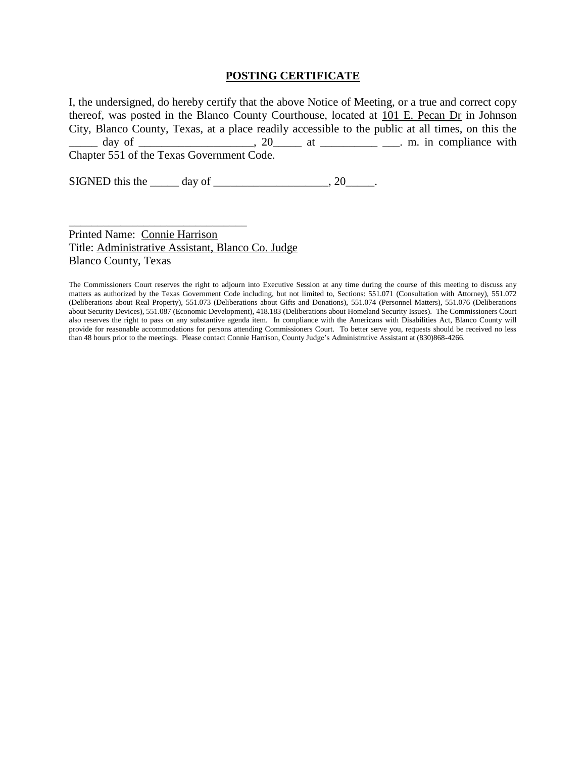## POSTING CERTIFICATE

I, the undersigned, do hereby certify that the above Notice of Meeting, or a true and correct copy thereof, was posted in the Blanco County Courthouse, located at 101 E. Pecan Dr in Johnson City, Blanco County, Texas, at a place readily accessible to the public at all times, on this the _____ day of ___________________, 20_____ at __________ ___. m. in compliance with Chapter 551 of the Texas Government Code.

SIGNED this the _____ day of ____________________, 20_____.

_______________________________

Printed Name: Connie Harrison
Title: Administrative Assistant, Blanco Co. Judge
Blanco County, Texas

The Commissioners Court reserves the right to adjourn into Executive Session at any time during the course of this meeting to discuss any matters as authorized by the Texas Government Code including, but not limited to, Sections: 551.071 (Consultation with Attorney), 551.072 (Deliberations about Real Property), 551.073 (Deliberations about Gifts and Donations), 551.074 (Personnel Matters), 551.076 (Deliberations about Security Devices), 551.087 (Economic Development), 418.183 (Deliberations about Homeland Security Issues). The Commissioners Court also reserves the right to pass on any substantive agenda item. In compliance with the Americans with Disabilities Act, Blanco County will provide for reasonable accommodations for persons attending Commissioners Court. To better serve you, requests should be received no less than 48 hours prior to the meetings. Please contact Connie Harrison, County Judge's Administrative Assistant at (830)868-4266.